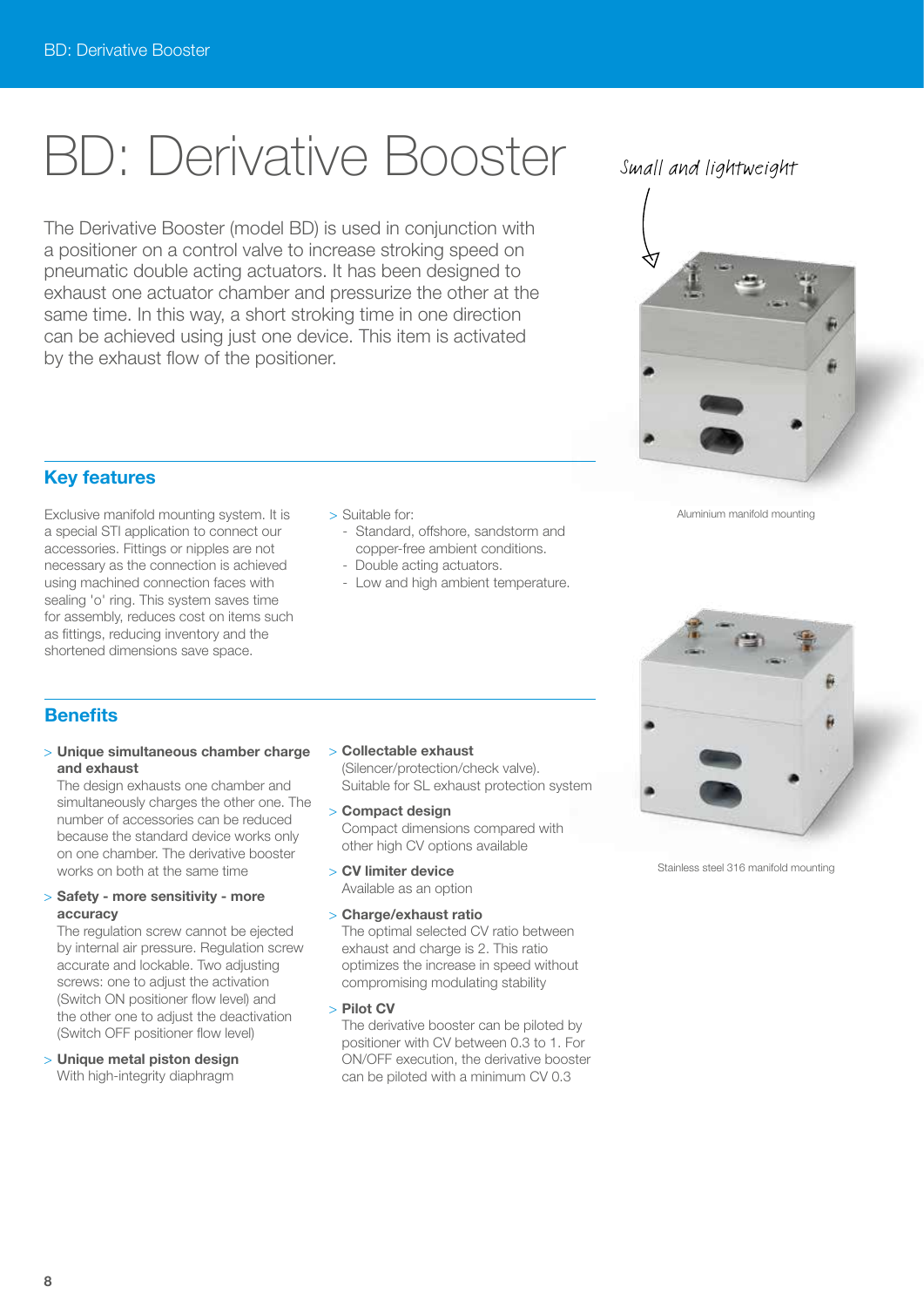# BD: Derivative Booster

The Derivative Booster (model BD) is used in conjunction with a positioner on a control valve to increase stroking speed on pneumatic double acting actuators. It has been designed to exhaust one actuator chamber and pressurize the other at the same time. In this way, a short stroking time in one direction can be achieved using just one device. This item is activated by the exhaust flow of the positioner.

Small and lightweight

Aluminium manifold mounting

Stainless steel 316 manifold mounting

## Key features

Exclusive manifold mounting system. It is a special STI application to connect our accessories. Fittings or nipples are not necessary as the connection is achieved using machined connection faces with sealing 'o' ring. This system saves time for assembly, reduces cost on items such as fittings, reducing inventory and the shortened dimensions save space.

> Suitable for:
  - Standard, offshore, sandstorm and copper-free ambient conditions.
  - Double acting actuators.
  - Low and high ambient temperature.

## Benefits

> **Unique simultaneous chamber charge and exhaust**
The design exhausts one chamber and simultaneously charges the other one. The number of accessories can be reduced because the standard device works only on one chamber. The derivative booster works on both at the same time

> **Safety - more sensitivity - more accuracy**
The regulation screw cannot be ejected by internal air pressure. Regulation screw accurate and lockable. Two adjusting screws: one to adjust the activation (Switch ON positioner flow level) and the other one to adjust the deactivation (Switch OFF positioner flow level)

> **Unique metal piston design**
With high-integrity diaphragm

> **Collectable exhaust**
(Silencer/protection/check valve). Suitable for SL exhaust protection system

> **Compact design**
Compact dimensions compared with other high CV options available

> **CV limiter device**
Available as an option

> **Charge/exhaust ratio**
The optimal selected CV ratio between exhaust and charge is 2. This ratio optimizes the increase in speed without compromising modulating stability

> **Pilot CV**
The derivative booster can be piloted by positioner with CV between 0.3 to 1. For ON/OFF execution, the derivative booster can be piloted with a minimum CV 0.3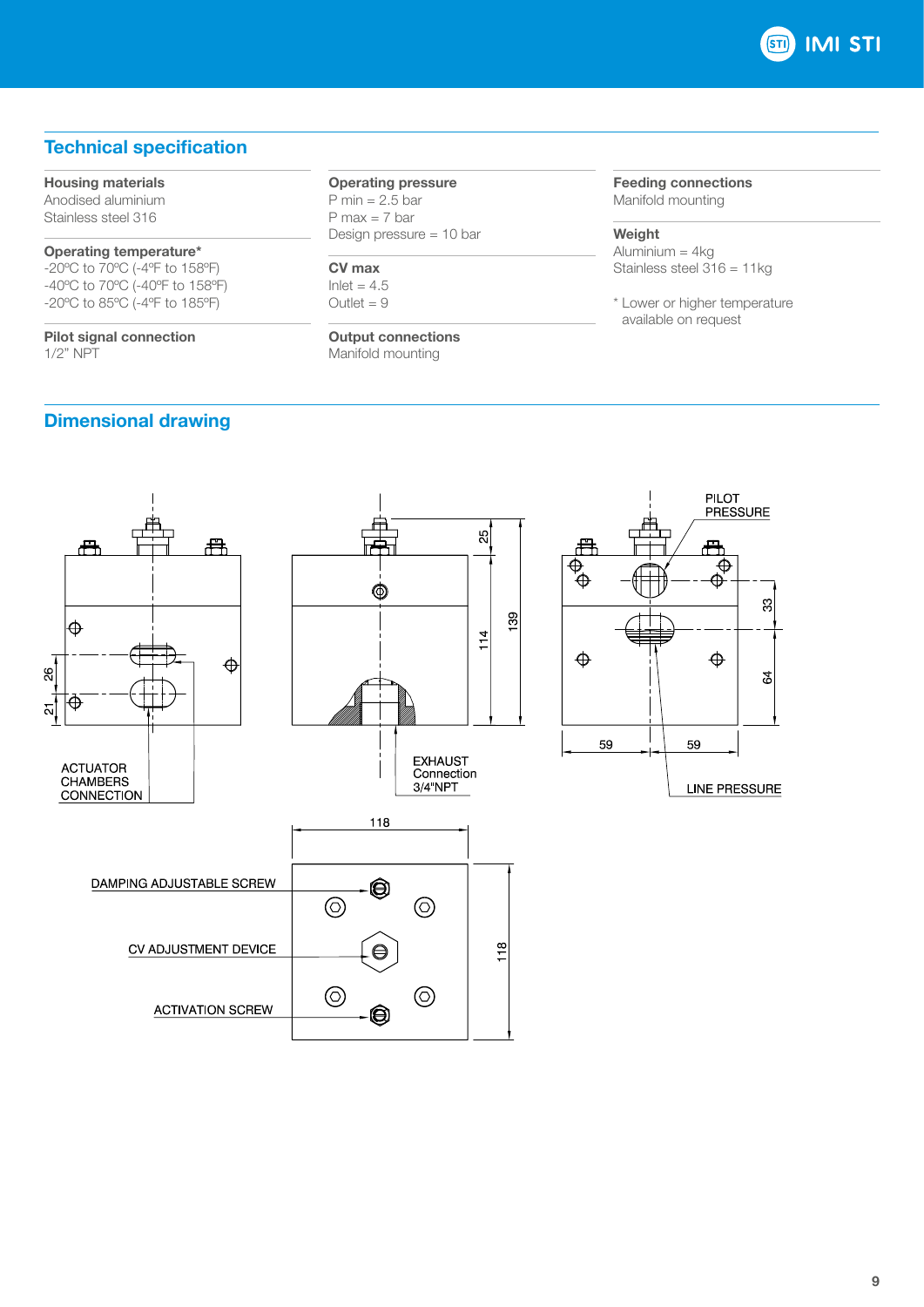## Technical specification

**Housing materials**
Anodised aluminium
Stainless steel 316

**Operating temperature***
-20ºC to 70ºC (-4ºF to 158ºF)
-40ºC to 70ºC (-40ºF to 158ºF)
-20ºC to 85ºC (-4ºF to 185ºF)

**Pilot signal connection**
1/2" NPT

**Operating pressure**
P min = 2.5 bar
P max = 7 bar
Design pressure = 10 bar

**CV max**
Inlet = 4.5
Outlet = 9

**Output connections**
Manifold mounting

**Feeding connections**
Manifold mounting

**Weight**
Aluminium = 4kg
Stainless steel 316 = 11kg

* Lower or higher temperature available on request

## Dimensional drawing

26
21
ACTUATOR CHAMBERS CONNECTION

25
114
139
EXHAUST Connection 3/4"NPT

PILOT PRESSURE
33
64
59
59
LINE PRESSURE

118
118
DAMPING ADJUSTABLE SCREW
CV ADJUSTMENT DEVICE
ACTIVATION SCREW